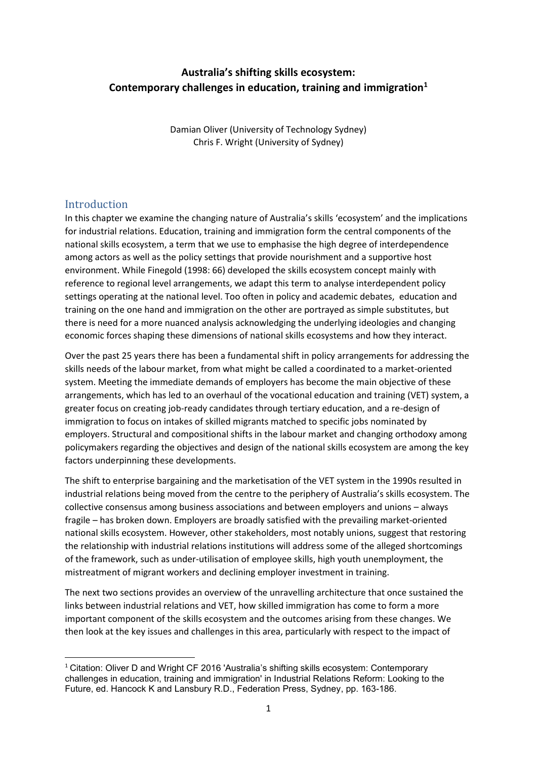# Australia's shifting skills ecosystem: Contemporary challenges in education, training and immigration[1]

Damian Oliver (University of Technology Sydney)
Chris F. Wright (University of Sydney)

## Introduction

In this chapter we examine the changing nature of Australia's skills 'ecosystem' and the implications for industrial relations. Education, training and immigration form the central components of the national skills ecosystem, a term that we use to emphasise the high degree of interdependence among actors as well as the policy settings that provide nourishment and a supportive host environment. While Finegold (1998: 66) developed the skills ecosystem concept mainly with reference to regional level arrangements, we adapt this term to analyse interdependent policy settings operating at the national level. Too often in policy and academic debates, education and training on the one hand and immigration on the other are portrayed as simple substitutes, but there is need for a more nuanced analysis acknowledging the underlying ideologies and changing economic forces shaping these dimensions of national skills ecosystems and how they interact.

Over the past 25 years there has been a fundamental shift in policy arrangements for addressing the skills needs of the labour market, from what might be called a coordinated to a market-oriented system. Meeting the immediate demands of employers has become the main objective of these arrangements, which has led to an overhaul of the vocational education and training (VET) system, a greater focus on creating job-ready candidates through tertiary education, and a re-design of immigration to focus on intakes of skilled migrants matched to specific jobs nominated by employers. Structural and compositional shifts in the labour market and changing orthodoxy among policymakers regarding the objectives and design of the national skills ecosystem are among the key factors underpinning these developments.

The shift to enterprise bargaining and the marketisation of the VET system in the 1990s resulted in industrial relations being moved from the centre to the periphery of Australia's skills ecosystem. The collective consensus among business associations and between employers and unions – always fragile – has broken down. Employers are broadly satisfied with the prevailing market-oriented national skills ecosystem. However, other stakeholders, most notably unions, suggest that restoring the relationship with industrial relations institutions will address some of the alleged shortcomings of the framework, such as under-utilisation of employee skills, high youth unemployment, the mistreatment of migrant workers and declining employer investment in training.

The next two sections provides an overview of the unravelling architecture that once sustained the links between industrial relations and VET, how skilled immigration has come to form a more important component of the skills ecosystem and the outcomes arising from these changes. We then look at the key issues and challenges in this area, particularly with respect to the impact of

[1] Citation: Oliver D and Wright CF 2016 'Australia's shifting skills ecosystem: Contemporary challenges in education, training and immigration' in Industrial Relations Reform: Looking to the Future, ed. Hancock K and Lansbury R.D., Federation Press, Sydney, pp. 163-186.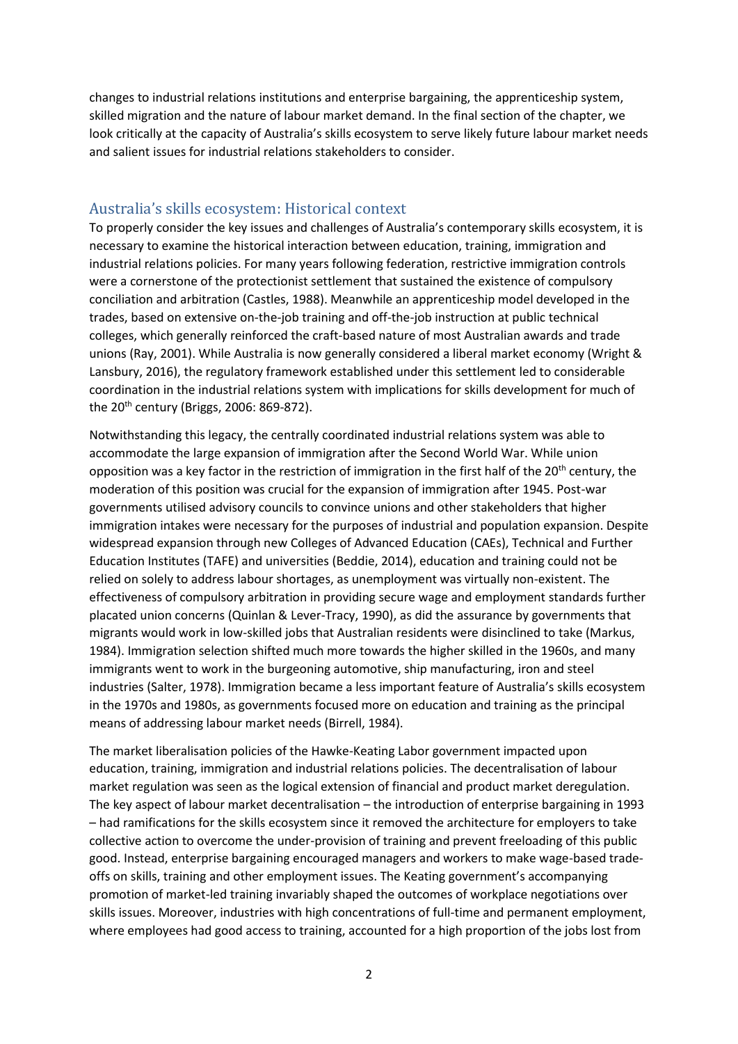changes to industrial relations institutions and enterprise bargaining, the apprenticeship system, skilled migration and the nature of labour market demand. In the final section of the chapter, we look critically at the capacity of Australia's skills ecosystem to serve likely future labour market needs and salient issues for industrial relations stakeholders to consider.

## Australia's skills ecosystem: Historical context

To properly consider the key issues and challenges of Australia's contemporary skills ecosystem, it is necessary to examine the historical interaction between education, training, immigration and industrial relations policies. For many years following federation, restrictive immigration controls were a cornerstone of the protectionist settlement that sustained the existence of compulsory conciliation and arbitration (Castles, 1988). Meanwhile an apprenticeship model developed in the trades, based on extensive on-the-job training and off-the-job instruction at public technical colleges, which generally reinforced the craft-based nature of most Australian awards and trade unions (Ray, 2001). While Australia is now generally considered a liberal market economy (Wright & Lansbury, 2016), the regulatory framework established under this settlement led to considerable coordination in the industrial relations system with implications for skills development for much of the 20th century (Briggs, 2006: 869-872).

Notwithstanding this legacy, the centrally coordinated industrial relations system was able to accommodate the large expansion of immigration after the Second World War. While union opposition was a key factor in the restriction of immigration in the first half of the 20th century, the moderation of this position was crucial for the expansion of immigration after 1945. Post-war governments utilised advisory councils to convince unions and other stakeholders that higher immigration intakes were necessary for the purposes of industrial and population expansion. Despite widespread expansion through new Colleges of Advanced Education (CAEs), Technical and Further Education Institutes (TAFE) and universities (Beddie, 2014), education and training could not be relied on solely to address labour shortages, as unemployment was virtually non-existent. The effectiveness of compulsory arbitration in providing secure wage and employment standards further placated union concerns (Quinlan & Lever-Tracy, 1990), as did the assurance by governments that migrants would work in low-skilled jobs that Australian residents were disinclined to take (Markus, 1984). Immigration selection shifted much more towards the higher skilled in the 1960s, and many immigrants went to work in the burgeoning automotive, ship manufacturing, iron and steel industries (Salter, 1978). Immigration became a less important feature of Australia's skills ecosystem in the 1970s and 1980s, as governments focused more on education and training as the principal means of addressing labour market needs (Birrell, 1984).

The market liberalisation policies of the Hawke-Keating Labor government impacted upon education, training, immigration and industrial relations policies. The decentralisation of labour market regulation was seen as the logical extension of financial and product market deregulation. The key aspect of labour market decentralisation – the introduction of enterprise bargaining in 1993 – had ramifications for the skills ecosystem since it removed the architecture for employers to take collective action to overcome the under-provision of training and prevent freeloading of this public good. Instead, enterprise bargaining encouraged managers and workers to make wage-based trade-offs on skills, training and other employment issues. The Keating government's accompanying promotion of market-led training invariably shaped the outcomes of workplace negotiations over skills issues. Moreover, industries with high concentrations of full-time and permanent employment, where employees had good access to training, accounted for a high proportion of the jobs lost from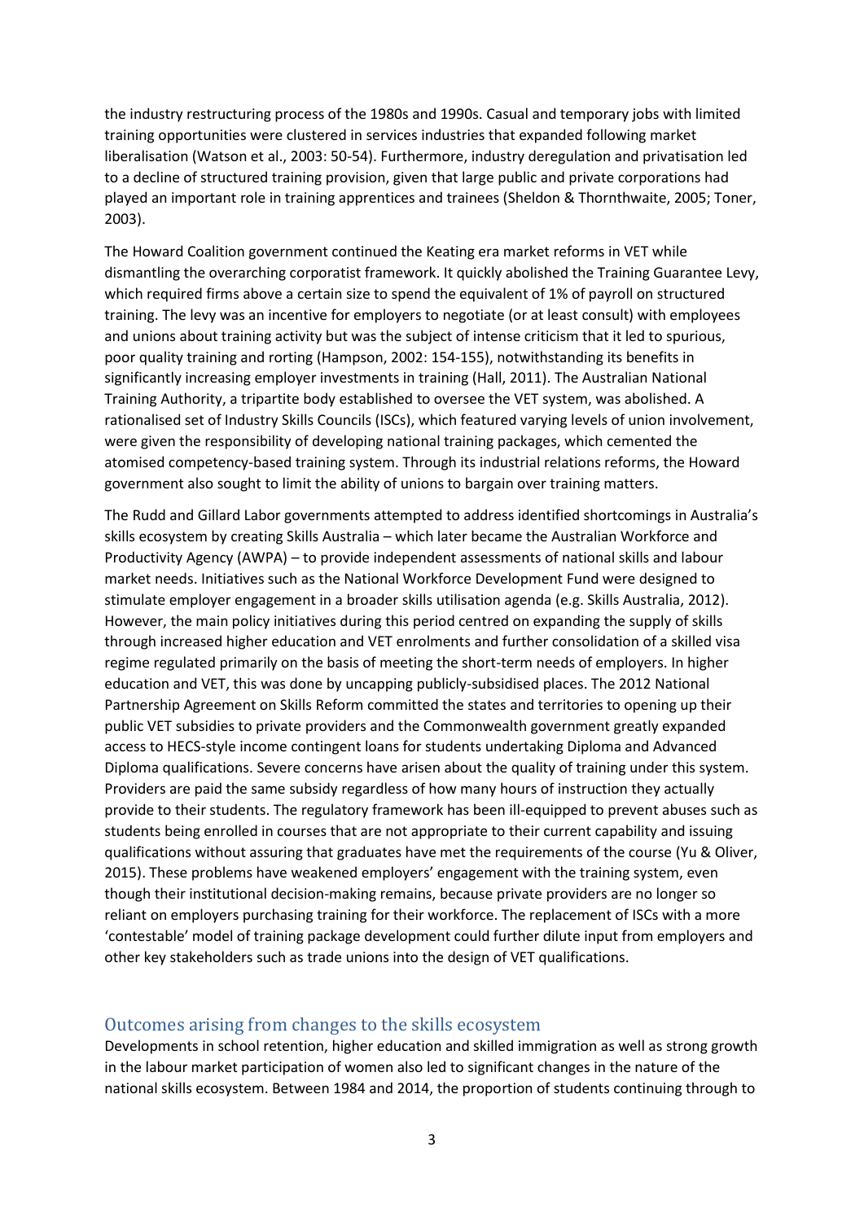the industry restructuring process of the 1980s and 1990s. Casual and temporary jobs with limited training opportunities were clustered in services industries that expanded following market liberalisation (Watson et al., 2003: 50-54). Furthermore, industry deregulation and privatisation led to a decline of structured training provision, given that large public and private corporations had played an important role in training apprentices and trainees (Sheldon & Thornthwaite, 2005; Toner, 2003).

The Howard Coalition government continued the Keating era market reforms in VET while dismantling the overarching corporatist framework. It quickly abolished the Training Guarantee Levy, which required firms above a certain size to spend the equivalent of 1% of payroll on structured training. The levy was an incentive for employers to negotiate (or at least consult) with employees and unions about training activity but was the subject of intense criticism that it led to spurious, poor quality training and rorting (Hampson, 2002: 154-155), notwithstanding its benefits in significantly increasing employer investments in training (Hall, 2011). The Australian National Training Authority, a tripartite body established to oversee the VET system, was abolished. A rationalised set of Industry Skills Councils (ISCs), which featured varying levels of union involvement, were given the responsibility of developing national training packages, which cemented the atomised competency-based training system. Through its industrial relations reforms, the Howard government also sought to limit the ability of unions to bargain over training matters.

The Rudd and Gillard Labor governments attempted to address identified shortcomings in Australia's skills ecosystem by creating Skills Australia – which later became the Australian Workforce and Productivity Agency (AWPA) – to provide independent assessments of national skills and labour market needs. Initiatives such as the National Workforce Development Fund were designed to stimulate employer engagement in a broader skills utilisation agenda (e.g. Skills Australia, 2012). However, the main policy initiatives during this period centred on expanding the supply of skills through increased higher education and VET enrolments and further consolidation of a skilled visa regime regulated primarily on the basis of meeting the short-term needs of employers. In higher education and VET, this was done by uncapping publicly-subsidised places. The 2012 National Partnership Agreement on Skills Reform committed the states and territories to opening up their public VET subsidies to private providers and the Commonwealth government greatly expanded access to HECS-style income contingent loans for students undertaking Diploma and Advanced Diploma qualifications. Severe concerns have arisen about the quality of training under this system. Providers are paid the same subsidy regardless of how many hours of instruction they actually provide to their students. The regulatory framework has been ill-equipped to prevent abuses such as students being enrolled in courses that are not appropriate to their current capability and issuing qualifications without assuring that graduates have met the requirements of the course (Yu & Oliver, 2015). These problems have weakened employers' engagement with the training system, even though their institutional decision-making remains, because private providers are no longer so reliant on employers purchasing training for their workforce. The replacement of ISCs with a more 'contestable' model of training package development could further dilute input from employers and other key stakeholders such as trade unions into the design of VET qualifications.

## Outcomes arising from changes to the skills ecosystem

Developments in school retention, higher education and skilled immigration as well as strong growth in the labour market participation of women also led to significant changes in the nature of the national skills ecosystem. Between 1984 and 2014, the proportion of students continuing through to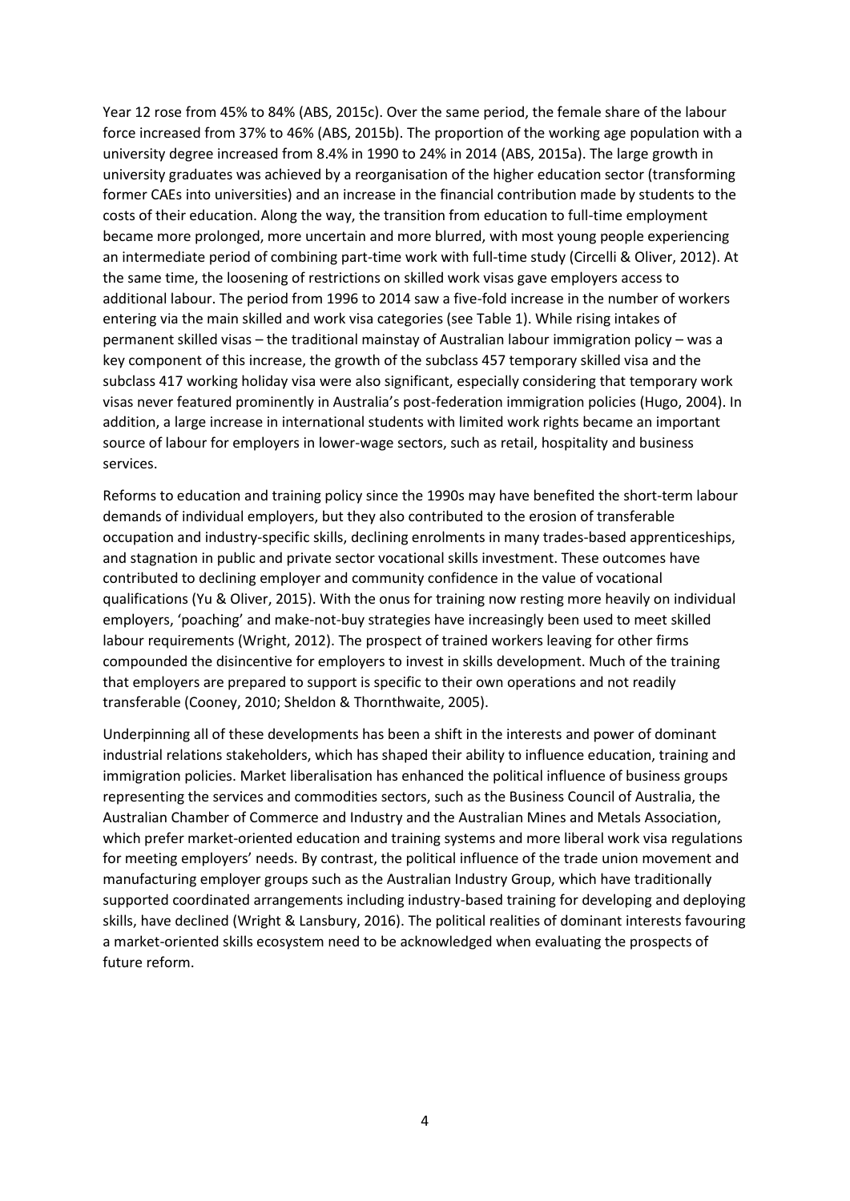Year 12 rose from 45% to 84% (ABS, 2015c). Over the same period, the female share of the labour force increased from 37% to 46% (ABS, 2015b). The proportion of the working age population with a university degree increased from 8.4% in 1990 to 24% in 2014 (ABS, 2015a). The large growth in university graduates was achieved by a reorganisation of the higher education sector (transforming former CAEs into universities) and an increase in the financial contribution made by students to the costs of their education. Along the way, the transition from education to full-time employment became more prolonged, more uncertain and more blurred, with most young people experiencing an intermediate period of combining part-time work with full-time study (Circelli & Oliver, 2012). At the same time, the loosening of restrictions on skilled work visas gave employers access to additional labour. The period from 1996 to 2014 saw a five-fold increase in the number of workers entering via the main skilled and work visa categories (see Table 1). While rising intakes of permanent skilled visas – the traditional mainstay of Australian labour immigration policy – was a key component of this increase, the growth of the subclass 457 temporary skilled visa and the subclass 417 working holiday visa were also significant, especially considering that temporary work visas never featured prominently in Australia's post-federation immigration policies (Hugo, 2004). In addition, a large increase in international students with limited work rights became an important source of labour for employers in lower-wage sectors, such as retail, hospitality and business services.

Reforms to education and training policy since the 1990s may have benefited the short-term labour demands of individual employers, but they also contributed to the erosion of transferable occupation and industry-specific skills, declining enrolments in many trades-based apprenticeships, and stagnation in public and private sector vocational skills investment. These outcomes have contributed to declining employer and community confidence in the value of vocational qualifications (Yu & Oliver, 2015). With the onus for training now resting more heavily on individual employers, 'poaching' and make-not-buy strategies have increasingly been used to meet skilled labour requirements (Wright, 2012). The prospect of trained workers leaving for other firms compounded the disincentive for employers to invest in skills development. Much of the training that employers are prepared to support is specific to their own operations and not readily transferable (Cooney, 2010; Sheldon & Thornthwaite, 2005).

Underpinning all of these developments has been a shift in the interests and power of dominant industrial relations stakeholders, which has shaped their ability to influence education, training and immigration policies. Market liberalisation has enhanced the political influence of business groups representing the services and commodities sectors, such as the Business Council of Australia, the Australian Chamber of Commerce and Industry and the Australian Mines and Metals Association, which prefer market-oriented education and training systems and more liberal work visa regulations for meeting employers' needs. By contrast, the political influence of the trade union movement and manufacturing employer groups such as the Australian Industry Group, which have traditionally supported coordinated arrangements including industry-based training for developing and deploying skills, have declined (Wright & Lansbury, 2016). The political realities of dominant interests favouring a market-oriented skills ecosystem need to be acknowledged when evaluating the prospects of future reform.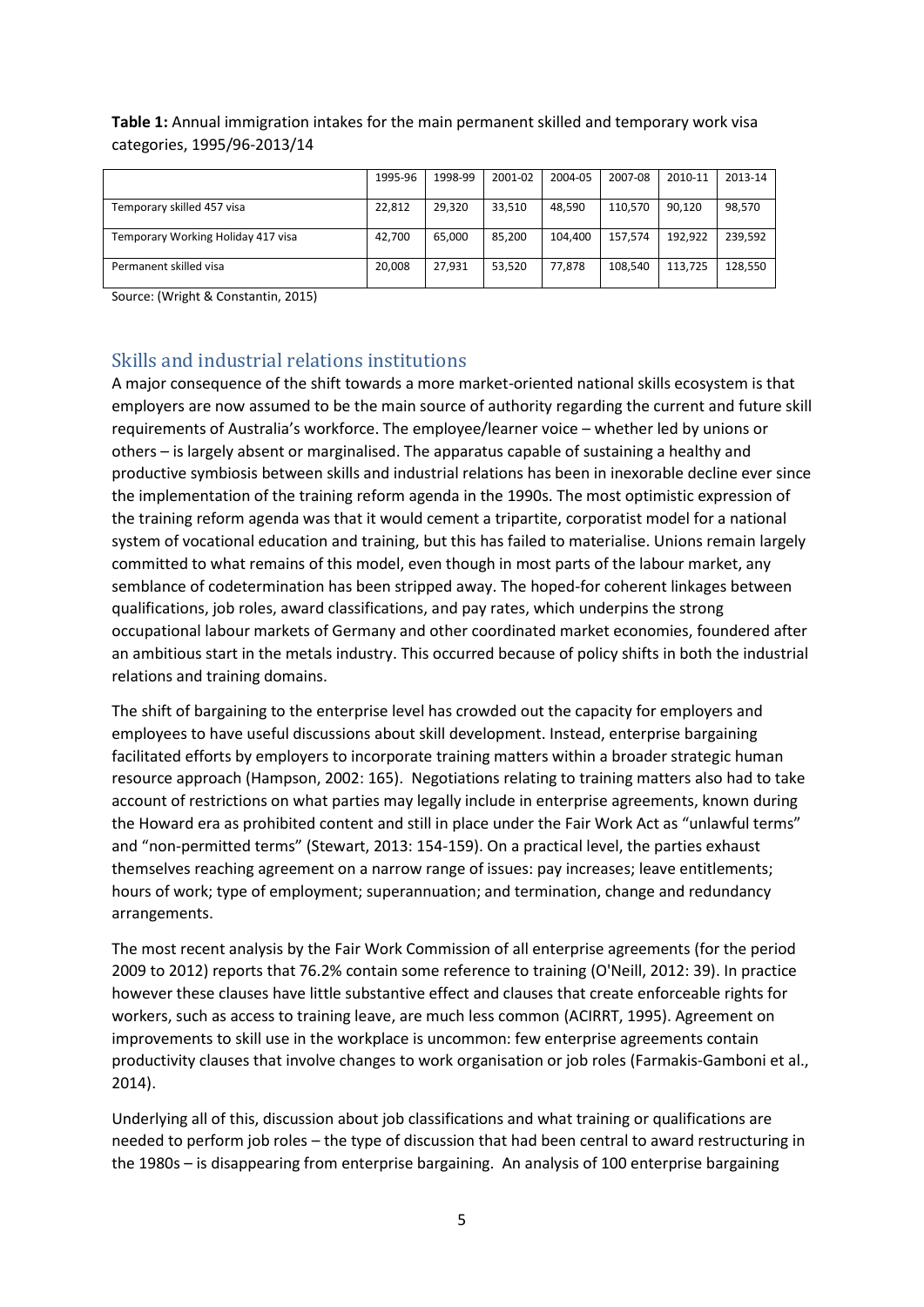**Table 1:** Annual immigration intakes for the main permanent skilled and temporary work visa categories, 1995/96-2013/14

| | 1995-96 | 1998-99 | 2001-02 | 2004-05 | 2007-08 | 2010-11 | 2013-14 |
|---|---|---|---|---|---|---|---|
| Temporary skilled 457 visa | 22,812 | 29,320 | 33,510 | 48,590 | 110,570 | 90,120 | 98,570 |
| Temporary Working Holiday 417 visa | 42,700 | 65,000 | 85,200 | 104,400 | 157,574 | 192,922 | 239,592 |
| Permanent skilled visa | 20,008 | 27,931 | 53,520 | 77,878 | 108,540 | 113,725 | 128,550 |

Source: (Wright & Constantin, 2015)

## Skills and industrial relations institutions

A major consequence of the shift towards a more market-oriented national skills ecosystem is that employers are now assumed to be the main source of authority regarding the current and future skill requirements of Australia's workforce. The employee/learner voice – whether led by unions or others – is largely absent or marginalised. The apparatus capable of sustaining a healthy and productive symbiosis between skills and industrial relations has been in inexorable decline ever since the implementation of the training reform agenda in the 1990s. The most optimistic expression of the training reform agenda was that it would cement a tripartite, corporatist model for a national system of vocational education and training, but this has failed to materialise. Unions remain largely committed to what remains of this model, even though in most parts of the labour market, any semblance of codetermination has been stripped away. The hoped-for coherent linkages between qualifications, job roles, award classifications, and pay rates, which underpins the strong occupational labour markets of Germany and other coordinated market economies, foundered after an ambitious start in the metals industry. This occurred because of policy shifts in both the industrial relations and training domains.

The shift of bargaining to the enterprise level has crowded out the capacity for employers and employees to have useful discussions about skill development. Instead, enterprise bargaining facilitated efforts by employers to incorporate training matters within a broader strategic human resource approach (Hampson, 2002: 165). Negotiations relating to training matters also had to take account of restrictions on what parties may legally include in enterprise agreements, known during the Howard era as prohibited content and still in place under the Fair Work Act as "unlawful terms" and "non-permitted terms" (Stewart, 2013: 154-159). On a practical level, the parties exhaust themselves reaching agreement on a narrow range of issues: pay increases; leave entitlements; hours of work; type of employment; superannuation; and termination, change and redundancy arrangements.

The most recent analysis by the Fair Work Commission of all enterprise agreements (for the period 2009 to 2012) reports that 76.2% contain some reference to training (O'Neill, 2012: 39). In practice however these clauses have little substantive effect and clauses that create enforceable rights for workers, such as access to training leave, are much less common (ACIRRT, 1995). Agreement on improvements to skill use in the workplace is uncommon: few enterprise agreements contain productivity clauses that involve changes to work organisation or job roles (Farmakis-Gamboni et al., 2014).

Underlying all of this, discussion about job classifications and what training or qualifications are needed to perform job roles – the type of discussion that had been central to award restructuring in the 1980s – is disappearing from enterprise bargaining. An analysis of 100 enterprise bargaining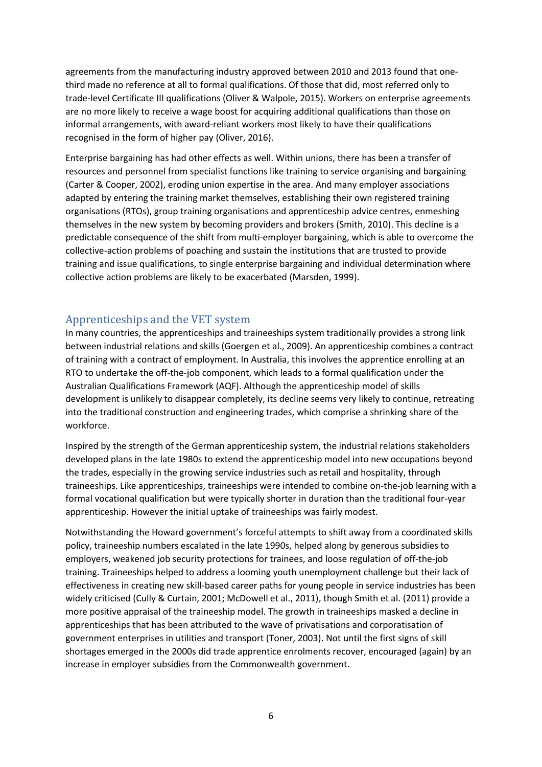agreements from the manufacturing industry approved between 2010 and 2013 found that one-third made no reference at all to formal qualifications. Of those that did, most referred only to trade-level Certificate III qualifications (Oliver & Walpole, 2015). Workers on enterprise agreements are no more likely to receive a wage boost for acquiring additional qualifications than those on informal arrangements, with award-reliant workers most likely to have their qualifications recognised in the form of higher pay (Oliver, 2016).

Enterprise bargaining has had other effects as well. Within unions, there has been a transfer of resources and personnel from specialist functions like training to service organising and bargaining (Carter & Cooper, 2002), eroding union expertise in the area. And many employer associations adapted by entering the training market themselves, establishing their own registered training organisations (RTOs), group training organisations and apprenticeship advice centres, enmeshing themselves in the new system by becoming providers and brokers (Smith, 2010). This decline is a predictable consequence of the shift from multi-employer bargaining, which is able to overcome the collective-action problems of poaching and sustain the institutions that are trusted to provide training and issue qualifications, to single enterprise bargaining and individual determination where collective action problems are likely to be exacerbated (Marsden, 1999).

## Apprenticeships and the VET system

In many countries, the apprenticeships and traineeships system traditionally provides a strong link between industrial relations and skills (Goergen et al., 2009). An apprenticeship combines a contract of training with a contract of employment. In Australia, this involves the apprentice enrolling at an RTO to undertake the off-the-job component, which leads to a formal qualification under the Australian Qualifications Framework (AQF). Although the apprenticeship model of skills development is unlikely to disappear completely, its decline seems very likely to continue, retreating into the traditional construction and engineering trades, which comprise a shrinking share of the workforce.

Inspired by the strength of the German apprenticeship system, the industrial relations stakeholders developed plans in the late 1980s to extend the apprenticeship model into new occupations beyond the trades, especially in the growing service industries such as retail and hospitality, through traineeships. Like apprenticeships, traineeships were intended to combine on-the-job learning with a formal vocational qualification but were typically shorter in duration than the traditional four-year apprenticeship. However the initial uptake of traineeships was fairly modest.

Notwithstanding the Howard government's forceful attempts to shift away from a coordinated skills policy, traineeship numbers escalated in the late 1990s, helped along by generous subsidies to employers, weakened job security protections for trainees, and loose regulation of off-the-job training. Traineeships helped to address a looming youth unemployment challenge but their lack of effectiveness in creating new skill-based career paths for young people in service industries has been widely criticised (Cully & Curtain, 2001; McDowell et al., 2011), though Smith et al. (2011) provide a more positive appraisal of the traineeship model. The growth in traineeships masked a decline in apprenticeships that has been attributed to the wave of privatisations and corporatisation of government enterprises in utilities and transport (Toner, 2003). Not until the first signs of skill shortages emerged in the 2000s did trade apprentice enrolments recover, encouraged (again) by an increase in employer subsidies from the Commonwealth government.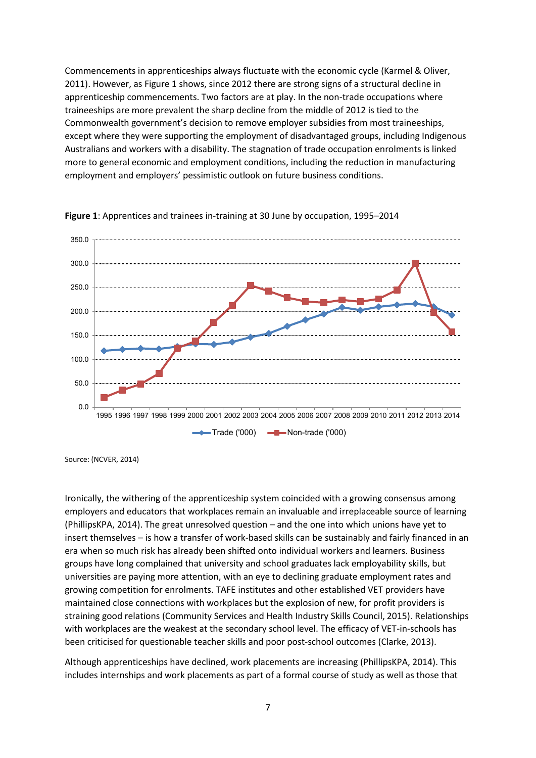Commencements in apprenticeships always fluctuate with the economic cycle (Karmel & Oliver, 2011). However, as Figure 1 shows, since 2012 there are strong signs of a structural decline in apprenticeship commencements. Two factors are at play. In the non-trade occupations where traineeships are more prevalent the sharp decline from the middle of 2012 is tied to the Commonwealth government's decision to remove employer subsidies from most traineeships, except where they were supporting the employment of disadvantaged groups, including Indigenous Australians and workers with a disability. The stagnation of trade occupation enrolments is linked more to general economic and employment conditions, including the reduction in manufacturing employment and employers' pessimistic outlook on future business conditions.

**Figure 1**: Apprentices and trainees in-training at 30 June by occupation, 1995–2014

350.0
300.0
250.0
200.0
150.0
100.0
50.0
0.0

1995 1996 1997 1998 1999 2000 2001 2002 2003 2004 2005 2006 2007 2008 2009 2010 2011 2012 2013 2014

Trade ('000)
Non-trade ('000)

Source: (NCVER, 2014)

Ironically, the withering of the apprenticeship system coincided with a growing consensus among employers and educators that workplaces remain an invaluable and irreplaceable source of learning (PhillipsKPA, 2014). The great unresolved question – and the one into which unions have yet to insert themselves – is how a transfer of work-based skills can be sustainably and fairly financed in an era when so much risk has already been shifted onto individual workers and learners. Business groups have long complained that university and school graduates lack employability skills, but universities are paying more attention, with an eye to declining graduate employment rates and growing competition for enrolments. TAFE institutes and other established VET providers have maintained close connections with workplaces but the explosion of new, for profit providers is straining good relations (Community Services and Health Industry Skills Council, 2015). Relationships with workplaces are the weakest at the secondary school level. The efficacy of VET-in-schools has been criticised for questionable teacher skills and poor post-school outcomes (Clarke, 2013).

Although apprenticeships have declined, work placements are increasing (PhillipsKPA, 2014). This includes internships and work placements as part of a formal course of study as well as those that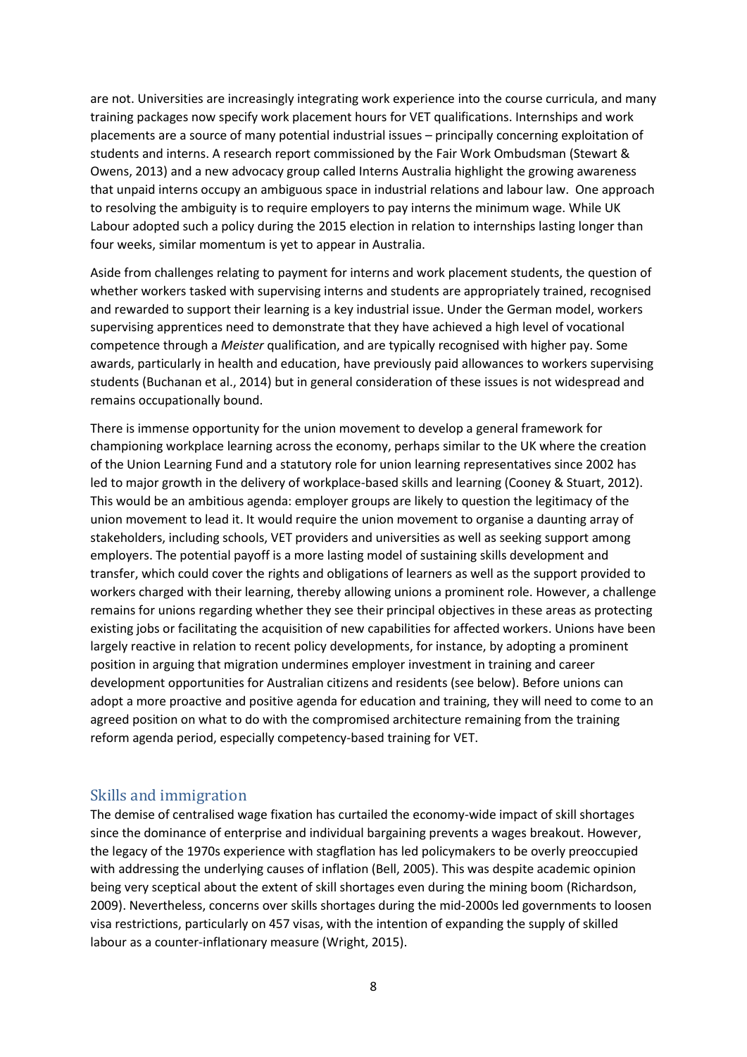are not. Universities are increasingly integrating work experience into the course curricula, and many training packages now specify work placement hours for VET qualifications. Internships and work placements are a source of many potential industrial issues – principally concerning exploitation of students and interns. A research report commissioned by the Fair Work Ombudsman (Stewart & Owens, 2013) and a new advocacy group called Interns Australia highlight the growing awareness that unpaid interns occupy an ambiguous space in industrial relations and labour law. One approach to resolving the ambiguity is to require employers to pay interns the minimum wage. While UK Labour adopted such a policy during the 2015 election in relation to internships lasting longer than four weeks, similar momentum is yet to appear in Australia.

Aside from challenges relating to payment for interns and work placement students, the question of whether workers tasked with supervising interns and students are appropriately trained, recognised and rewarded to support their learning is a key industrial issue. Under the German model, workers supervising apprentices need to demonstrate that they have achieved a high level of vocational competence through a *Meister* qualification, and are typically recognised with higher pay. Some awards, particularly in health and education, have previously paid allowances to workers supervising students (Buchanan et al., 2014) but in general consideration of these issues is not widespread and remains occupationally bound.

There is immense opportunity for the union movement to develop a general framework for championing workplace learning across the economy, perhaps similar to the UK where the creation of the Union Learning Fund and a statutory role for union learning representatives since 2002 has led to major growth in the delivery of workplace-based skills and learning (Cooney & Stuart, 2012). This would be an ambitious agenda: employer groups are likely to question the legitimacy of the union movement to lead it. It would require the union movement to organise a daunting array of stakeholders, including schools, VET providers and universities as well as seeking support among employers. The potential payoff is a more lasting model of sustaining skills development and transfer, which could cover the rights and obligations of learners as well as the support provided to workers charged with their learning, thereby allowing unions a prominent role. However, a challenge remains for unions regarding whether they see their principal objectives in these areas as protecting existing jobs or facilitating the acquisition of new capabilities for affected workers. Unions have been largely reactive in relation to recent policy developments, for instance, by adopting a prominent position in arguing that migration undermines employer investment in training and career development opportunities for Australian citizens and residents (see below). Before unions can adopt a more proactive and positive agenda for education and training, they will need to come to an agreed position on what to do with the compromised architecture remaining from the training reform agenda period, especially competency-based training for VET.

## Skills and immigration

The demise of centralised wage fixation has curtailed the economy-wide impact of skill shortages since the dominance of enterprise and individual bargaining prevents a wages breakout. However, the legacy of the 1970s experience with stagflation has led policymakers to be overly preoccupied with addressing the underlying causes of inflation (Bell, 2005). This was despite academic opinion being very sceptical about the extent of skill shortages even during the mining boom (Richardson, 2009). Nevertheless, concerns over skills shortages during the mid-2000s led governments to loosen visa restrictions, particularly on 457 visas, with the intention of expanding the supply of skilled labour as a counter-inflationary measure (Wright, 2015).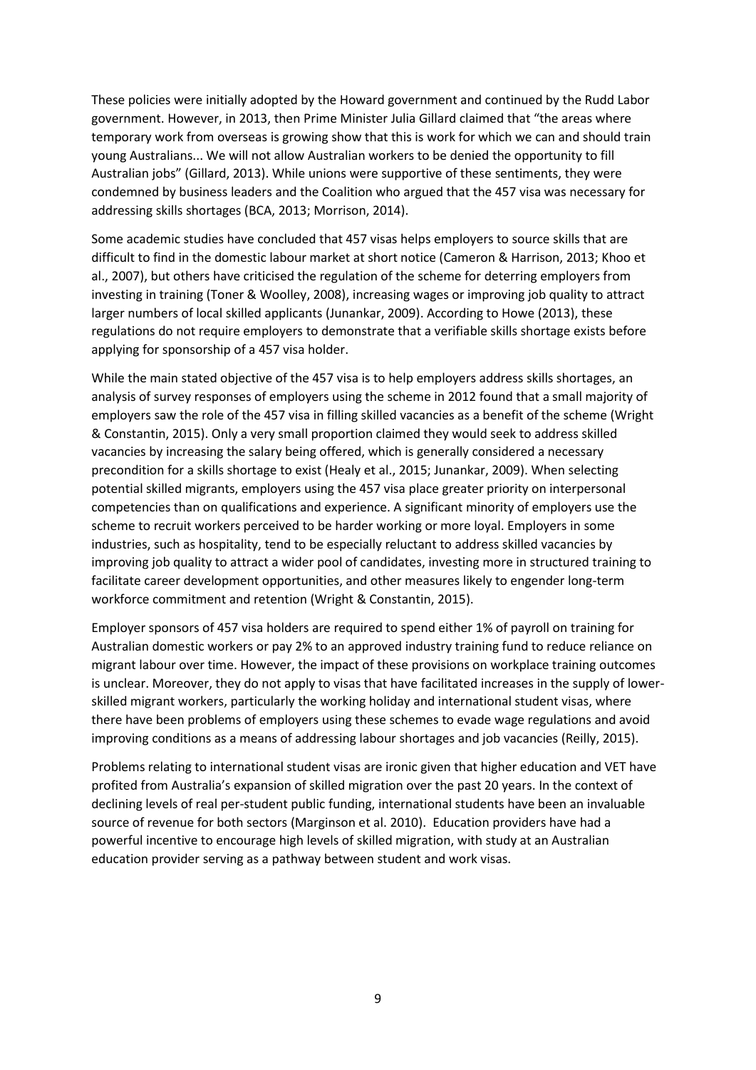These policies were initially adopted by the Howard government and continued by the Rudd Labor government. However, in 2013, then Prime Minister Julia Gillard claimed that "the areas where temporary work from overseas is growing show that this is work for which we can and should train young Australians... We will not allow Australian workers to be denied the opportunity to fill Australian jobs" (Gillard, 2013). While unions were supportive of these sentiments, they were condemned by business leaders and the Coalition who argued that the 457 visa was necessary for addressing skills shortages (BCA, 2013; Morrison, 2014).

Some academic studies have concluded that 457 visas helps employers to source skills that are difficult to find in the domestic labour market at short notice (Cameron & Harrison, 2013; Khoo et al., 2007), but others have criticised the regulation of the scheme for deterring employers from investing in training (Toner & Woolley, 2008), increasing wages or improving job quality to attract larger numbers of local skilled applicants (Junankar, 2009). According to Howe (2013), these regulations do not require employers to demonstrate that a verifiable skills shortage exists before applying for sponsorship of a 457 visa holder.

While the main stated objective of the 457 visa is to help employers address skills shortages, an analysis of survey responses of employers using the scheme in 2012 found that a small majority of employers saw the role of the 457 visa in filling skilled vacancies as a benefit of the scheme (Wright & Constantin, 2015). Only a very small proportion claimed they would seek to address skilled vacancies by increasing the salary being offered, which is generally considered a necessary precondition for a skills shortage to exist (Healy et al., 2015; Junankar, 2009). When selecting potential skilled migrants, employers using the 457 visa place greater priority on interpersonal competencies than on qualifications and experience. A significant minority of employers use the scheme to recruit workers perceived to be harder working or more loyal. Employers in some industries, such as hospitality, tend to be especially reluctant to address skilled vacancies by improving job quality to attract a wider pool of candidates, investing more in structured training to facilitate career development opportunities, and other measures likely to engender long-term workforce commitment and retention (Wright & Constantin, 2015).

Employer sponsors of 457 visa holders are required to spend either 1% of payroll on training for Australian domestic workers or pay 2% to an approved industry training fund to reduce reliance on migrant labour over time. However, the impact of these provisions on workplace training outcomes is unclear. Moreover, they do not apply to visas that have facilitated increases in the supply of lower-skilled migrant workers, particularly the working holiday and international student visas, where there have been problems of employers using these schemes to evade wage regulations and avoid improving conditions as a means of addressing labour shortages and job vacancies (Reilly, 2015).

Problems relating to international student visas are ironic given that higher education and VET have profited from Australia's expansion of skilled migration over the past 20 years. In the context of declining levels of real per-student public funding, international students have been an invaluable source of revenue for both sectors (Marginson et al. 2010). Education providers have had a powerful incentive to encourage high levels of skilled migration, with study at an Australian education provider serving as a pathway between student and work visas.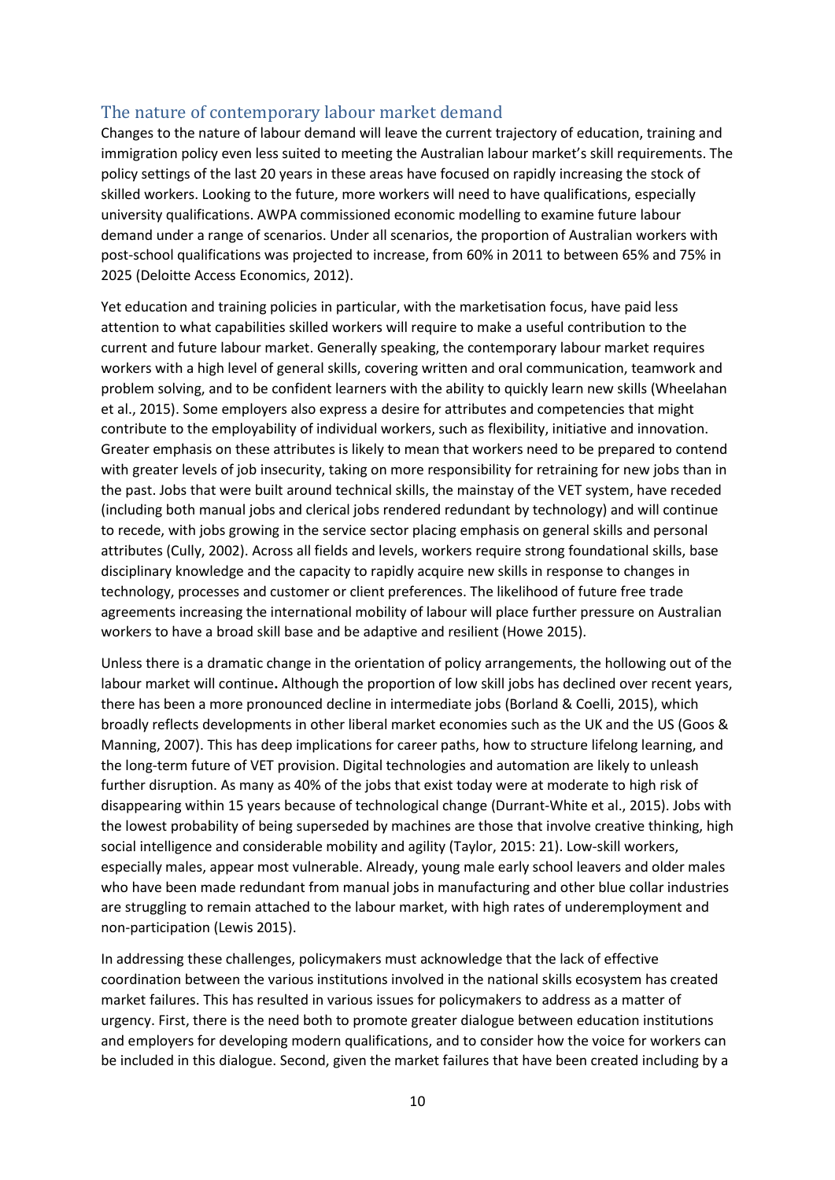## The nature of contemporary labour market demand

Changes to the nature of labour demand will leave the current trajectory of education, training and immigration policy even less suited to meeting the Australian labour market's skill requirements. The policy settings of the last 20 years in these areas have focused on rapidly increasing the stock of skilled workers. Looking to the future, more workers will need to have qualifications, especially university qualifications. AWPA commissioned economic modelling to examine future labour demand under a range of scenarios. Under all scenarios, the proportion of Australian workers with post-school qualifications was projected to increase, from 60% in 2011 to between 65% and 75% in 2025 (Deloitte Access Economics, 2012).

Yet education and training policies in particular, with the marketisation focus, have paid less attention to what capabilities skilled workers will require to make a useful contribution to the current and future labour market. Generally speaking, the contemporary labour market requires workers with a high level of general skills, covering written and oral communication, teamwork and problem solving, and to be confident learners with the ability to quickly learn new skills (Wheelahan et al., 2015). Some employers also express a desire for attributes and competencies that might contribute to the employability of individual workers, such as flexibility, initiative and innovation. Greater emphasis on these attributes is likely to mean that workers need to be prepared to contend with greater levels of job insecurity, taking on more responsibility for retraining for new jobs than in the past. Jobs that were built around technical skills, the mainstay of the VET system, have receded (including both manual jobs and clerical jobs rendered redundant by technology) and will continue to recede, with jobs growing in the service sector placing emphasis on general skills and personal attributes (Cully, 2002). Across all fields and levels, workers require strong foundational skills, base disciplinary knowledge and the capacity to rapidly acquire new skills in response to changes in technology, processes and customer or client preferences. The likelihood of future free trade agreements increasing the international mobility of labour will place further pressure on Australian workers to have a broad skill base and be adaptive and resilient (Howe 2015).

Unless there is a dramatic change in the orientation of policy arrangements, the hollowing out of the labour market will continue**.** Although the proportion of low skill jobs has declined over recent years, there has been a more pronounced decline in intermediate jobs (Borland & Coelli, 2015), which broadly reflects developments in other liberal market economies such as the UK and the US (Goos & Manning, 2007). This has deep implications for career paths, how to structure lifelong learning, and the long-term future of VET provision. Digital technologies and automation are likely to unleash further disruption. As many as 40% of the jobs that exist today were at moderate to high risk of disappearing within 15 years because of technological change (Durrant-White et al., 2015). Jobs with the lowest probability of being superseded by machines are those that involve creative thinking, high social intelligence and considerable mobility and agility (Taylor, 2015: 21). Low-skill workers, especially males, appear most vulnerable. Already, young male early school leavers and older males who have been made redundant from manual jobs in manufacturing and other blue collar industries are struggling to remain attached to the labour market, with high rates of underemployment and non-participation (Lewis 2015).

In addressing these challenges, policymakers must acknowledge that the lack of effective coordination between the various institutions involved in the national skills ecosystem has created market failures. This has resulted in various issues for policymakers to address as a matter of urgency. First, there is the need both to promote greater dialogue between education institutions and employers for developing modern qualifications, and to consider how the voice for workers can be included in this dialogue. Second, given the market failures that have been created including by a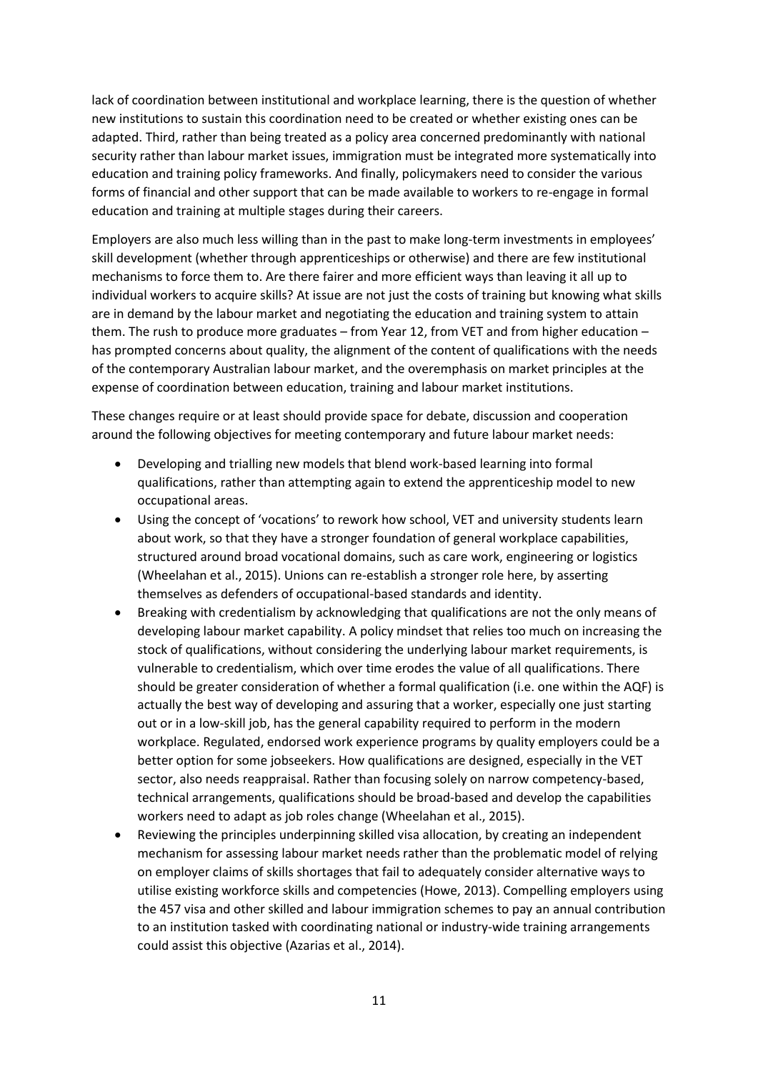lack of coordination between institutional and workplace learning, there is the question of whether new institutions to sustain this coordination need to be created or whether existing ones can be adapted. Third, rather than being treated as a policy area concerned predominantly with national security rather than labour market issues, immigration must be integrated more systematically into education and training policy frameworks. And finally, policymakers need to consider the various forms of financial and other support that can be made available to workers to re-engage in formal education and training at multiple stages during their careers.

Employers are also much less willing than in the past to make long-term investments in employees' skill development (whether through apprenticeships or otherwise) and there are few institutional mechanisms to force them to. Are there fairer and more efficient ways than leaving it all up to individual workers to acquire skills? At issue are not just the costs of training but knowing what skills are in demand by the labour market and negotiating the education and training system to attain them. The rush to produce more graduates – from Year 12, from VET and from higher education – has prompted concerns about quality, the alignment of the content of qualifications with the needs of the contemporary Australian labour market, and the overemphasis on market principles at the expense of coordination between education, training and labour market institutions.

These changes require or at least should provide space for debate, discussion and cooperation around the following objectives for meeting contemporary and future labour market needs:

- Developing and trialling new models that blend work-based learning into formal qualifications, rather than attempting again to extend the apprenticeship model to new occupational areas.
- Using the concept of 'vocations' to rework how school, VET and university students learn about work, so that they have a stronger foundation of general workplace capabilities, structured around broad vocational domains, such as care work, engineering or logistics (Wheelahan et al., 2015). Unions can re-establish a stronger role here, by asserting themselves as defenders of occupational-based standards and identity.
- Breaking with credentialism by acknowledging that qualifications are not the only means of developing labour market capability. A policy mindset that relies too much on increasing the stock of qualifications, without considering the underlying labour market requirements, is vulnerable to credentialism, which over time erodes the value of all qualifications. There should be greater consideration of whether a formal qualification (i.e. one within the AQF) is actually the best way of developing and assuring that a worker, especially one just starting out or in a low-skill job, has the general capability required to perform in the modern workplace. Regulated, endorsed work experience programs by quality employers could be a better option for some jobseekers. How qualifications are designed, especially in the VET sector, also needs reappraisal. Rather than focusing solely on narrow competency-based, technical arrangements, qualifications should be broad-based and develop the capabilities workers need to adapt as job roles change (Wheelahan et al., 2015).
- Reviewing the principles underpinning skilled visa allocation, by creating an independent mechanism for assessing labour market needs rather than the problematic model of relying on employer claims of skills shortages that fail to adequately consider alternative ways to utilise existing workforce skills and competencies (Howe, 2013). Compelling employers using the 457 visa and other skilled and labour immigration schemes to pay an annual contribution to an institution tasked with coordinating national or industry-wide training arrangements could assist this objective (Azarias et al., 2014).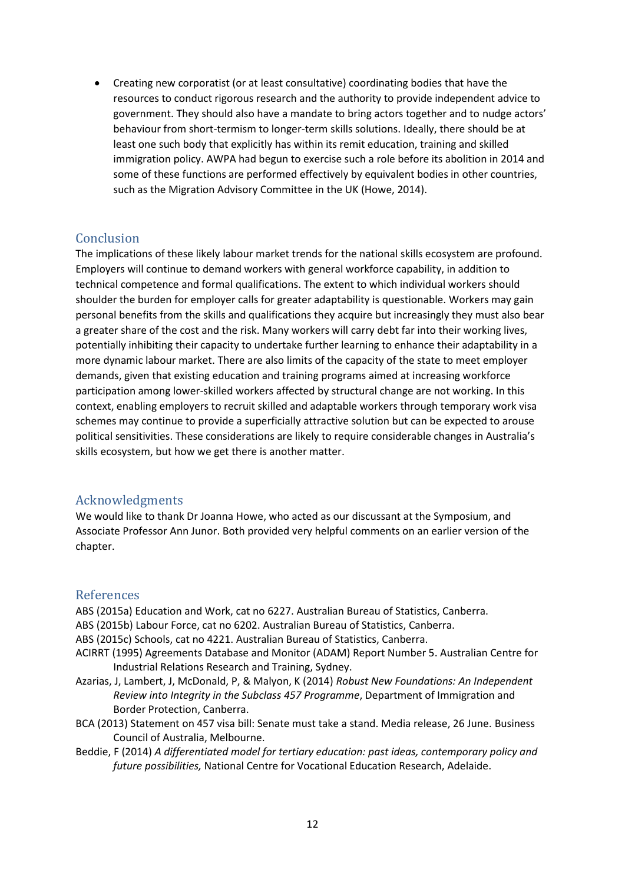- Creating new corporatist (or at least consultative) coordinating bodies that have the resources to conduct rigorous research and the authority to provide independent advice to government. They should also have a mandate to bring actors together and to nudge actors' behaviour from short-termism to longer-term skills solutions. Ideally, there should be at least one such body that explicitly has within its remit education, training and skilled immigration policy. AWPA had begun to exercise such a role before its abolition in 2014 and some of these functions are performed effectively by equivalent bodies in other countries, such as the Migration Advisory Committee in the UK (Howe, 2014).

## Conclusion

The implications of these likely labour market trends for the national skills ecosystem are profound. Employers will continue to demand workers with general workforce capability, in addition to technical competence and formal qualifications. The extent to which individual workers should shoulder the burden for employer calls for greater adaptability is questionable. Workers may gain personal benefits from the skills and qualifications they acquire but increasingly they must also bear a greater share of the cost and the risk. Many workers will carry debt far into their working lives, potentially inhibiting their capacity to undertake further learning to enhance their adaptability in a more dynamic labour market. There are also limits of the capacity of the state to meet employer demands, given that existing education and training programs aimed at increasing workforce participation among lower-skilled workers affected by structural change are not working. In this context, enabling employers to recruit skilled and adaptable workers through temporary work visa schemes may continue to provide a superficially attractive solution but can be expected to arouse political sensitivities. These considerations are likely to require considerable changes in Australia's skills ecosystem, but how we get there is another matter.

## Acknowledgments

We would like to thank Dr Joanna Howe, who acted as our discussant at the Symposium, and Associate Professor Ann Junor. Both provided very helpful comments on an earlier version of the chapter.

## References

ABS (2015a) Education and Work, cat no 6227. Australian Bureau of Statistics, Canberra.

ABS (2015b) Labour Force, cat no 6202. Australian Bureau of Statistics, Canberra.

ABS (2015c) Schools, cat no 4221. Australian Bureau of Statistics, Canberra.

ACIRRT (1995) Agreements Database and Monitor (ADAM) Report Number 5. Australian Centre for Industrial Relations Research and Training, Sydney.

Azarias, J, Lambert, J, McDonald, P, & Malyon, K (2014) *Robust New Foundations: An Independent Review into Integrity in the Subclass 457 Programme*, Department of Immigration and Border Protection, Canberra.

BCA (2013) Statement on 457 visa bill: Senate must take a stand. Media release, 26 June. Business Council of Australia, Melbourne.

Beddie, F (2014) *A differentiated model for tertiary education: past ideas, contemporary policy and future possibilities,* National Centre for Vocational Education Research, Adelaide.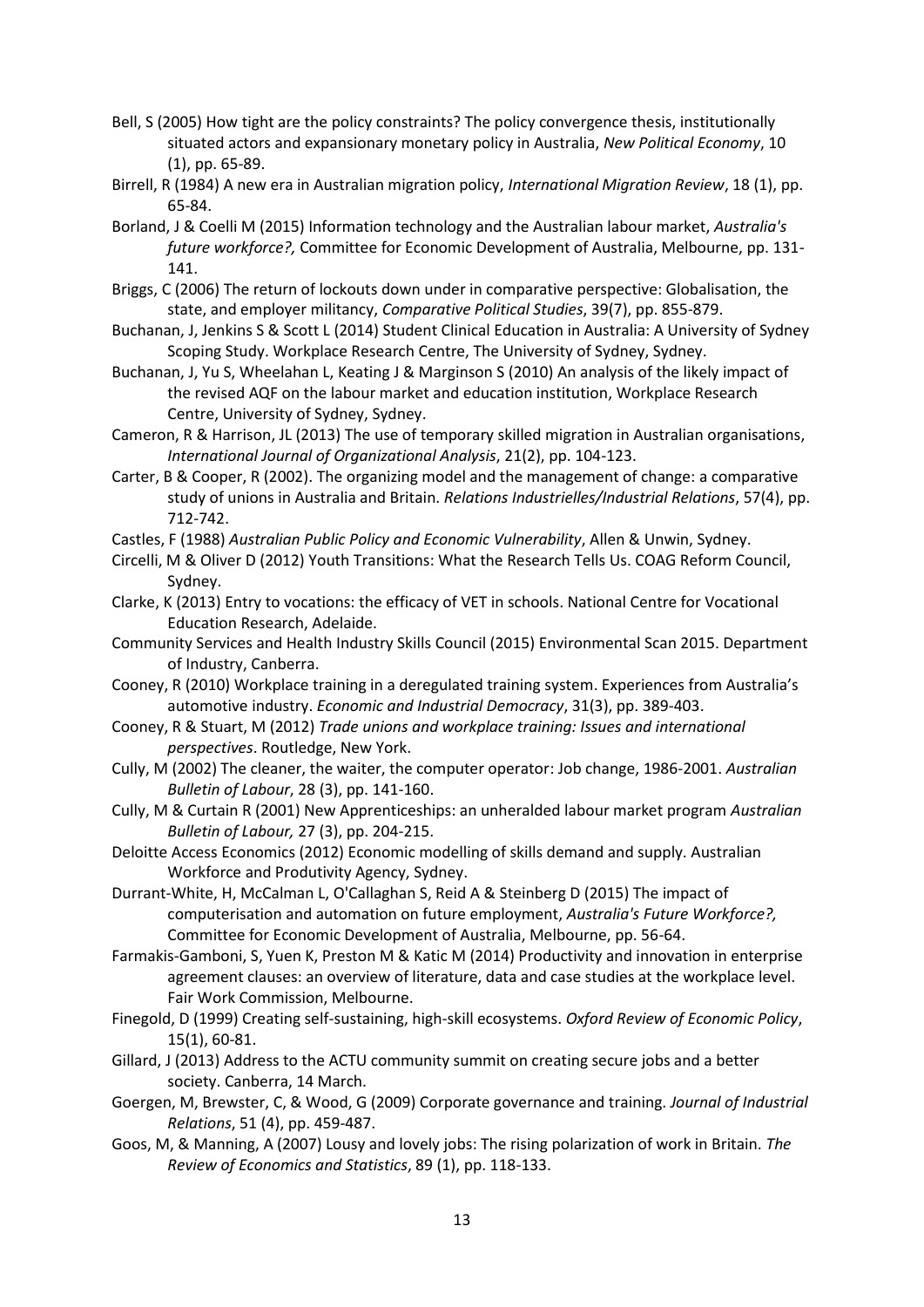Bell, S (2005) How tight are the policy constraints? The policy convergence thesis, institutionally situated actors and expansionary monetary policy in Australia, *New Political Economy*, 10 (1), pp. 65-89.

Birrell, R (1984) A new era in Australian migration policy, *International Migration Review*, 18 (1), pp. 65-84.

Borland, J & Coelli M (2015) Information technology and the Australian labour market, *Australia's future workforce?,* Committee for Economic Development of Australia, Melbourne, pp. 131-141.

Briggs, C (2006) The return of lockouts down under in comparative perspective: Globalisation, the state, and employer militancy, *Comparative Political Studies*, 39(7), pp. 855-879.

Buchanan, J, Jenkins S & Scott L (2014) Student Clinical Education in Australia: A University of Sydney Scoping Study. Workplace Research Centre, The University of Sydney, Sydney.

Buchanan, J, Yu S, Wheelahan L, Keating J & Marginson S (2010) An analysis of the likely impact of the revised AQF on the labour market and education institution, Workplace Research Centre, University of Sydney, Sydney.

Cameron, R & Harrison, JL (2013) The use of temporary skilled migration in Australian organisations, *International Journal of Organizational Analysis*, 21(2), pp. 104-123.

Carter, B & Cooper, R (2002). The organizing model and the management of change: a comparative study of unions in Australia and Britain. *Relations Industrielles/Industrial Relations*, 57(4), pp. 712-742.

Castles, F (1988) *Australian Public Policy and Economic Vulnerability*, Allen & Unwin, Sydney.

Circelli, M & Oliver D (2012) Youth Transitions: What the Research Tells Us. COAG Reform Council, Sydney.

Clarke, K (2013) Entry to vocations: the efficacy of VET in schools. National Centre for Vocational Education Research, Adelaide.

Community Services and Health Industry Skills Council (2015) Environmental Scan 2015. Department of Industry, Canberra.

Cooney, R (2010) Workplace training in a deregulated training system. Experiences from Australia's automotive industry. *Economic and Industrial Democracy*, 31(3), pp. 389-403.

Cooney, R & Stuart, M (2012) *Trade unions and workplace training: Issues and international perspectives*. Routledge, New York.

Cully, M (2002) The cleaner, the waiter, the computer operator: Job change, 1986-2001. *Australian Bulletin of Labour*, 28 (3), pp. 141-160.

Cully, M & Curtain R (2001) New Apprenticeships: an unheralded labour market program *Australian Bulletin of Labour,* 27 (3), pp. 204-215.

Deloitte Access Economics (2012) Economic modelling of skills demand and supply. Australian Workforce and Produtivity Agency, Sydney.

Durrant-White, H, McCalman L, O'Callaghan S, Reid A & Steinberg D (2015) The impact of computerisation and automation on future employment, *Australia's Future Workforce?,* Committee for Economic Development of Australia, Melbourne, pp. 56-64.

Farmakis-Gamboni, S, Yuen K, Preston M & Katic M (2014) Productivity and innovation in enterprise agreement clauses: an overview of literature, data and case studies at the workplace level. Fair Work Commission, Melbourne.

Finegold, D (1999) Creating self-sustaining, high-skill ecosystems. *Oxford Review of Economic Policy*, 15(1), 60-81.

Gillard, J (2013) Address to the ACTU community summit on creating secure jobs and a better society. Canberra, 14 March.

Goergen, M, Brewster, C, & Wood, G (2009) Corporate governance and training. *Journal of Industrial Relations*, 51 (4), pp. 459-487.

Goos, M, & Manning, A (2007) Lousy and lovely jobs: The rising polarization of work in Britain. *The Review of Economics and Statistics*, 89 (1), pp. 118-133.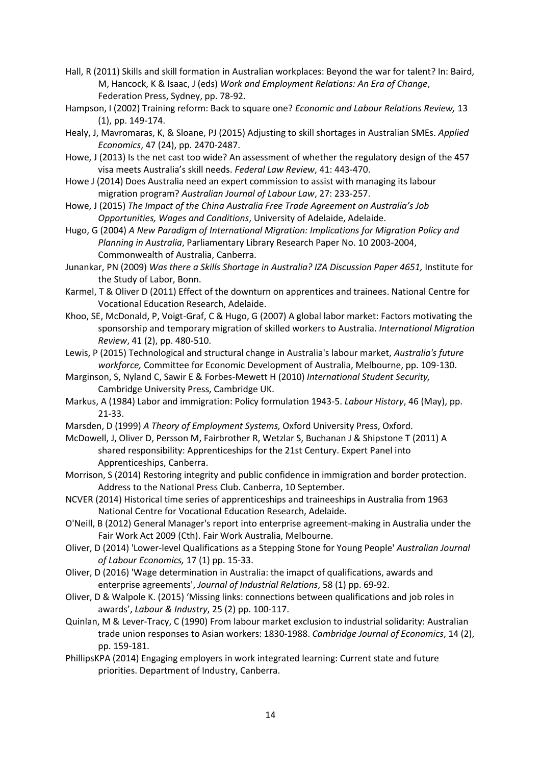Hall, R (2011) Skills and skill formation in Australian workplaces: Beyond the war for talent? In: Baird, M, Hancock, K & Isaac, J (eds) *Work and Employment Relations: An Era of Change*, Federation Press, Sydney, pp. 78-92.

Hampson, I (2002) Training reform: Back to square one? *Economic and Labour Relations Review,* 13 (1), pp. 149-174.

Healy, J, Mavromaras, K, & Sloane, PJ (2015) Adjusting to skill shortages in Australian SMEs. *Applied Economics*, 47 (24), pp. 2470-2487.

Howe, J (2013) Is the net cast too wide? An assessment of whether the regulatory design of the 457 visa meets Australia's skill needs. *Federal Law Review*, 41: 443-470.

Howe J (2014) Does Australia need an expert commission to assist with managing its labour migration program? *Australian Journal of Labour Law*, 27: 233-257.

Howe, J (2015) *The Impact of the China Australia Free Trade Agreement on Australia's Job Opportunities, Wages and Conditions*, University of Adelaide, Adelaide.

Hugo, G (2004) *A New Paradigm of International Migration: Implications for Migration Policy and Planning in Australia*, Parliamentary Library Research Paper No. 10 2003-2004, Commonwealth of Australia, Canberra.

Junankar, PN (2009) *Was there a Skills Shortage in Australia? IZA Discussion Paper 4651,* Institute for the Study of Labor, Bonn.

Karmel, T & Oliver D (2011) Effect of the downturn on apprentices and trainees. National Centre for Vocational Education Research, Adelaide.

Khoo, SE, McDonald, P, Voigt-Graf, C & Hugo, G (2007) A global labor market: Factors motivating the sponsorship and temporary migration of skilled workers to Australia. *International Migration Review*, 41 (2), pp. 480-510.

Lewis, P (2015) Technological and structural change in Australia's labour market, *Australia's future workforce,* Committee for Economic Development of Australia, Melbourne, pp. 109-130.

Marginson, S, Nyland C, Sawir E & Forbes-Mewett H (2010) *International Student Security,* Cambridge University Press, Cambridge UK.

Markus, A (1984) Labor and immigration: Policy formulation 1943-5. *Labour History*, 46 (May), pp. 21-33.

Marsden, D (1999) *A Theory of Employment Systems,* Oxford University Press, Oxford.

McDowell, J, Oliver D, Persson M, Fairbrother R, Wetzlar S, Buchanan J & Shipstone T (2011) A shared responsibility: Apprenticeships for the 21st Century. Expert Panel into Apprenticeships, Canberra.

Morrison, S (2014) Restoring integrity and public confidence in immigration and border protection. Address to the National Press Club. Canberra, 10 September.

NCVER (2014) Historical time series of apprenticeships and traineeships in Australia from 1963 National Centre for Vocational Education Research, Adelaide.

O'Neill, B (2012) General Manager's report into enterprise agreement-making in Australia under the Fair Work Act 2009 (Cth). Fair Work Australia, Melbourne.

Oliver, D (2014) 'Lower-level Qualifications as a Stepping Stone for Young People' *Australian Journal of Labour Economics,* 17 (1) pp. 15-33.

Oliver, D (2016) 'Wage determination in Australia: the imapct of qualifications, awards and enterprise agreements', *Journal of Industrial Relations*, 58 (1) pp. 69-92.

Oliver, D & Walpole K. (2015) 'Missing links: connections between qualifications and job roles in awards', *Labour & Industry*, 25 (2) pp. 100-117.

Quinlan, M & Lever-Tracy, C (1990) From labour market exclusion to industrial solidarity: Australian trade union responses to Asian workers: 1830-1988. *Cambridge Journal of Economics*, 14 (2), pp. 159-181.

PhillipsKPA (2014) Engaging employers in work integrated learning: Current state and future priorities. Department of Industry, Canberra.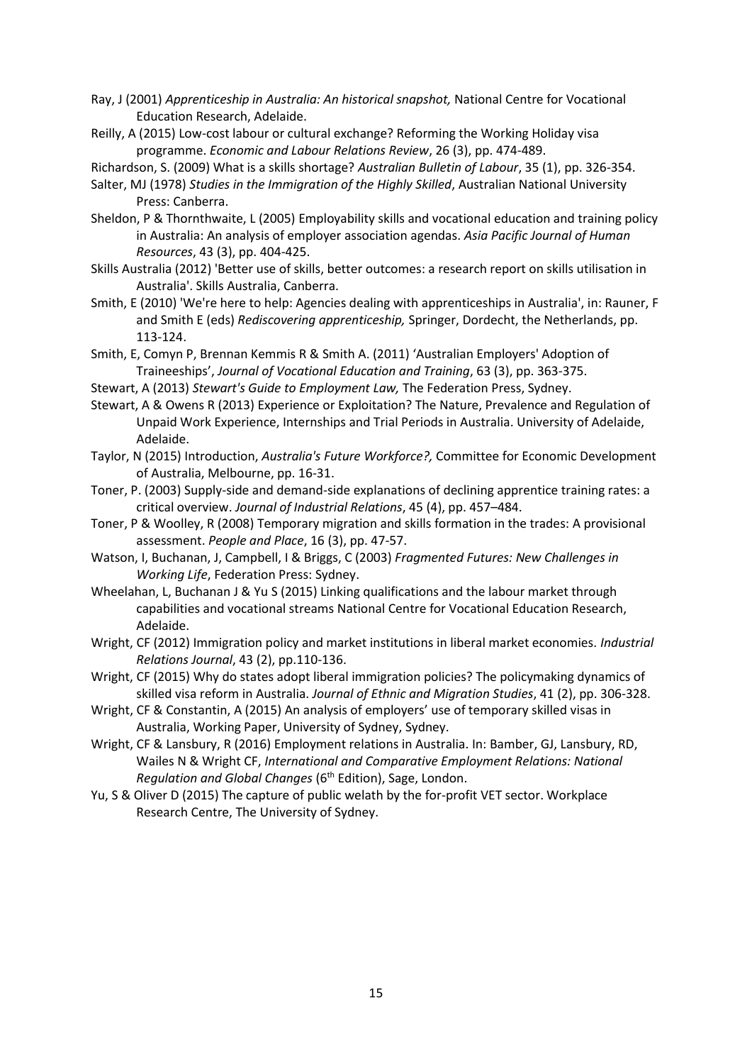Ray, J (2001) *Apprenticeship in Australia: An historical snapshot,* National Centre for Vocational Education Research, Adelaide.

Reilly, A (2015) Low-cost labour or cultural exchange? Reforming the Working Holiday visa programme. *Economic and Labour Relations Review*, 26 (3), pp. 474-489.

Richardson, S. (2009) What is a skills shortage? *Australian Bulletin of Labour*, 35 (1), pp. 326-354.

Salter, MJ (1978) *Studies in the Immigration of the Highly Skilled*, Australian National University Press: Canberra.

Sheldon, P & Thornthwaite, L (2005) Employability skills and vocational education and training policy in Australia: An analysis of employer association agendas. *Asia Pacific Journal of Human Resources*, 43 (3), pp. 404-425.

Skills Australia (2012) 'Better use of skills, better outcomes: a research report on skills utilisation in Australia'. Skills Australia, Canberra.

Smith, E (2010) 'We're here to help: Agencies dealing with apprenticeships in Australia', in: Rauner, F and Smith E (eds) *Rediscovering apprenticeship,* Springer, Dordecht, the Netherlands, pp. 113-124.

Smith, E, Comyn P, Brennan Kemmis R & Smith A. (2011) 'Australian Employers' Adoption of Traineeships', *Journal of Vocational Education and Training*, 63 (3), pp. 363-375.

Stewart, A (2013) *Stewart's Guide to Employment Law,* The Federation Press, Sydney.

Stewart, A & Owens R (2013) Experience or Exploitation? The Nature, Prevalence and Regulation of Unpaid Work Experience, Internships and Trial Periods in Australia. University of Adelaide, Adelaide.

Taylor, N (2015) Introduction, *Australia's Future Workforce?,* Committee for Economic Development of Australia, Melbourne, pp. 16-31.

Toner, P. (2003) Supply-side and demand-side explanations of declining apprentice training rates: a critical overview. *Journal of Industrial Relations*, 45 (4), pp. 457–484.

Toner, P & Woolley, R (2008) Temporary migration and skills formation in the trades: A provisional assessment. *People and Place*, 16 (3), pp. 47-57.

Watson, I, Buchanan, J, Campbell, I & Briggs, C (2003) *Fragmented Futures: New Challenges in Working Life*, Federation Press: Sydney.

Wheelahan, L, Buchanan J & Yu S (2015) Linking qualifications and the labour market through capabilities and vocational streams National Centre for Vocational Education Research, Adelaide.

Wright, CF (2012) Immigration policy and market institutions in liberal market economies. *Industrial Relations Journal*, 43 (2), pp.110-136.

Wright, CF (2015) Why do states adopt liberal immigration policies? The policymaking dynamics of skilled visa reform in Australia. *Journal of Ethnic and Migration Studies*, 41 (2), pp. 306-328.

Wright, CF & Constantin, A (2015) An analysis of employers' use of temporary skilled visas in Australia, Working Paper, University of Sydney, Sydney.

Wright, CF & Lansbury, R (2016) Employment relations in Australia. In: Bamber, GJ, Lansbury, RD, Wailes N & Wright CF, *International and Comparative Employment Relations: National Regulation and Global Changes* (6th Edition), Sage, London.

Yu, S & Oliver D (2015) The capture of public welath by the for-profit VET sector. Workplace Research Centre, The University of Sydney.